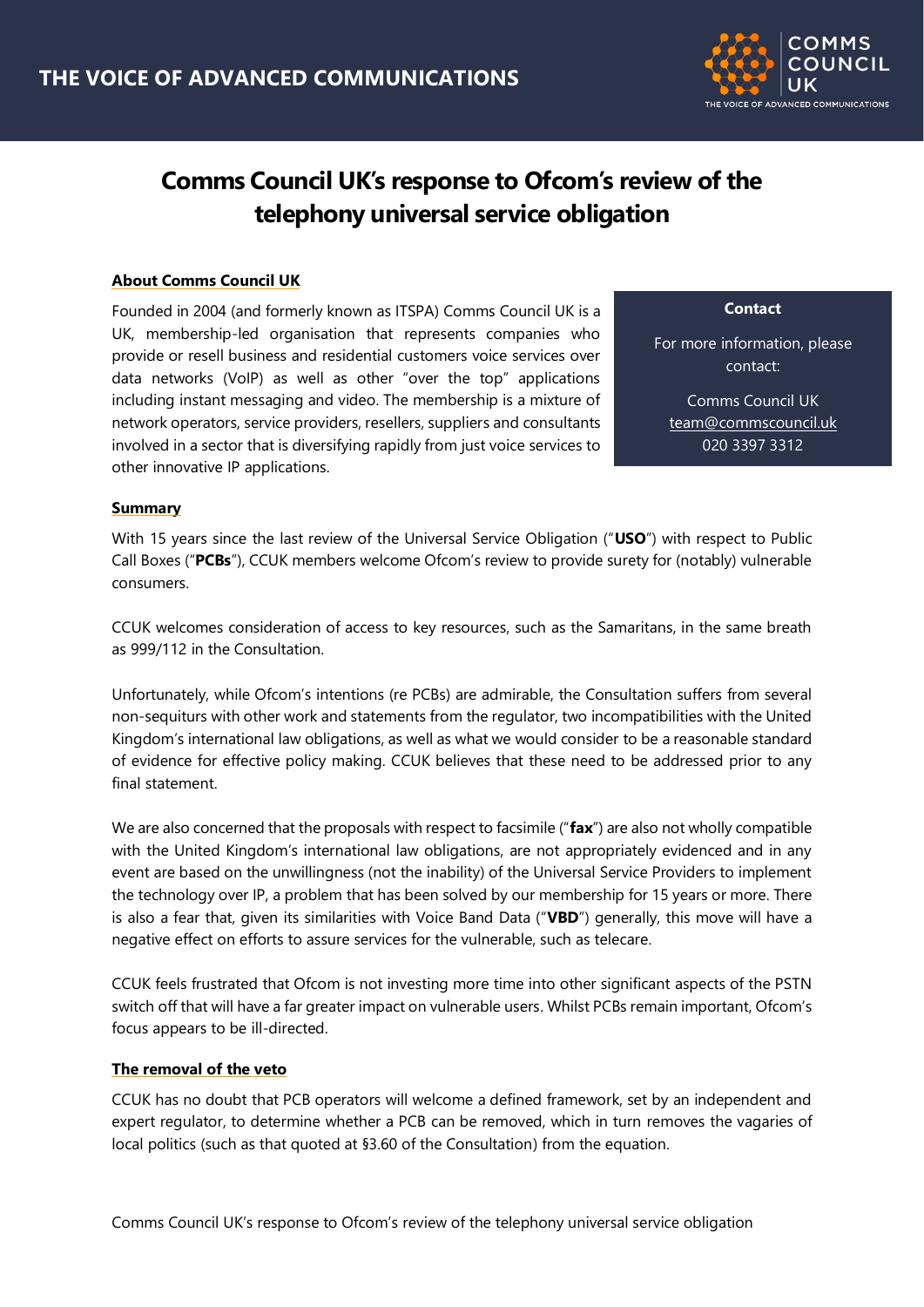# Comms Council UK's response to Ofcom's review of the telephony universal service obligation

## About Comms Council UK

Founded in 2004 (and formerly known as ITSPA) Comms Council UK is a UK, membership-led organisation that represents companies who provide or resell business and residential customers voice services over data networks (VoIP) as well as other "over the top" applications including instant messaging and video. The membership is a mixture of network operators, service providers, resellers, suppliers and consultants involved in a sector that is diversifying rapidly from just voice services to other innovative IP applications.

**Contact**

For more information, please contact:

Comms Council UK
team@commscouncil.uk
020 3397 3312

## Summary

With 15 years since the last review of the Universal Service Obligation ("**USO**") with respect to Public Call Boxes ("**PCBs**"), CCUK members welcome Ofcom's review to provide surety for (notably) vulnerable consumers.

CCUK welcomes consideration of access to key resources, such as the Samaritans, in the same breath as 999/112 in the Consultation.

Unfortunately, while Ofcom's intentions (re PCBs) are admirable, the Consultation suffers from several non-sequiturs with other work and statements from the regulator, two incompatibilities with the United Kingdom's international law obligations, as well as what we would consider to be a reasonable standard of evidence for effective policy making. CCUK believes that these need to be addressed prior to any final statement.

We are also concerned that the proposals with respect to facsimile ("**fax**") are also not wholly compatible with the United Kingdom's international law obligations, are not appropriately evidenced and in any event are based on the unwillingness (not the inability) of the Universal Service Providers to implement the technology over IP, a problem that has been solved by our membership for 15 years or more. There is also a fear that, given its similarities with Voice Band Data ("**VBD**") generally, this move will have a negative effect on efforts to assure services for the vulnerable, such as telecare.

CCUK feels frustrated that Ofcom is not investing more time into other significant aspects of the PSTN switch off that will have a far greater impact on vulnerable users. Whilst PCBs remain important, Ofcom's focus appears to be ill-directed.

## The removal of the veto

CCUK has no doubt that PCB operators will welcome a defined framework, set by an independent and expert regulator, to determine whether a PCB can be removed, which in turn removes the vagaries of local politics (such as that quoted at §3.60 of the Consultation) from the equation.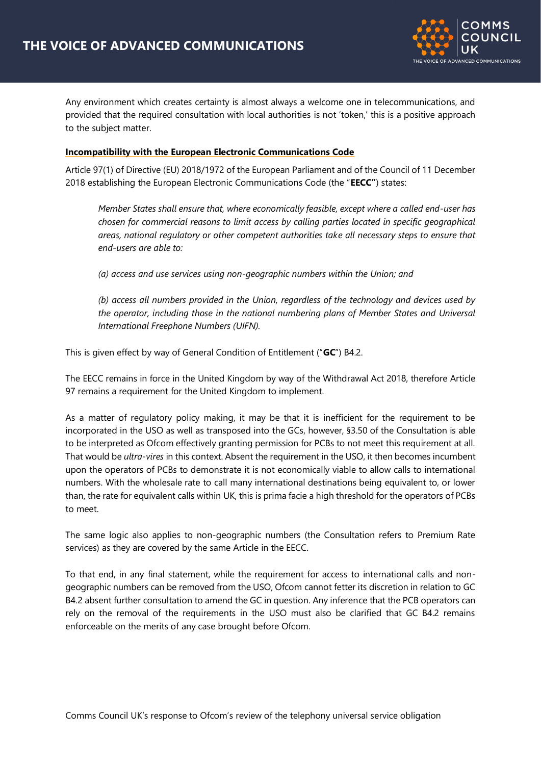Any environment which creates certainty is almost always a welcome one in telecommunications, and provided that the required consultation with local authorities is not 'token,' this is a positive approach to the subject matter.

**Incompatibility with the European Electronic Communications Code**

Article 97(1) of Directive (EU) 2018/1972 of the European Parliament and of the Council of 11 December 2018 establishing the European Electronic Communications Code (the "**EECC"**) states:

> *Member States shall ensure that, where economically feasible, except where a called end-user has chosen for commercial reasons to limit access by calling parties located in specific geographical areas, national regulatory or other competent authorities take all necessary steps to ensure that end-users are able to:*
>
> *(a) access and use services using non-geographic numbers within the Union; and*
>
> *(b) access all numbers provided in the Union, regardless of the technology and devices used by the operator, including those in the national numbering plans of Member States and Universal International Freephone Numbers (UIFN).*

This is given effect by way of General Condition of Entitlement ("**GC**") B4.2.

The EECC remains in force in the United Kingdom by way of the Withdrawal Act 2018, therefore Article 97 remains a requirement for the United Kingdom to implement.

As a matter of regulatory policy making, it may be that it is inefficient for the requirement to be incorporated in the USO as well as transposed into the GCs, however, §3.50 of the Consultation is able to be interpreted as Ofcom effectively granting permission for PCBs to not meet this requirement at all. That would be *ultra-vires* in this context. Absent the requirement in the USO, it then becomes incumbent upon the operators of PCBs to demonstrate it is not economically viable to allow calls to international numbers. With the wholesale rate to call many international destinations being equivalent to, or lower than, the rate for equivalent calls within UK, this is prima facie a high threshold for the operators of PCBs to meet.

The same logic also applies to non-geographic numbers (the Consultation refers to Premium Rate services) as they are covered by the same Article in the EECC.

To that end, in any final statement, while the requirement for access to international calls and non-geographic numbers can be removed from the USO, Ofcom cannot fetter its discretion in relation to GC B4.2 absent further consultation to amend the GC in question. Any inference that the PCB operators can rely on the removal of the requirements in the USO must also be clarified that GC B4.2 remains enforceable on the merits of any case brought before Ofcom.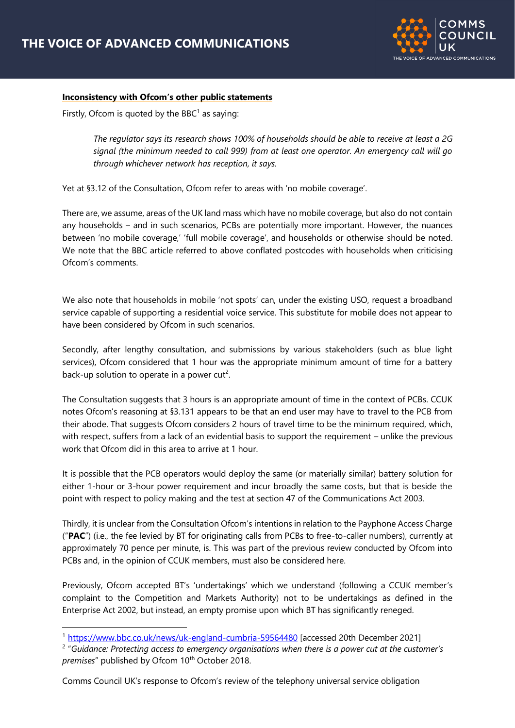**Inconsistency with Ofcom's other public statements**

Firstly, Ofcom is quoted by the BBC[1] as saying:

> *The regulator says its research shows 100% of households should be able to receive at least a 2G signal (the minimum needed to call 999) from at least one operator. An emergency call will go through whichever network has reception, it says.*

Yet at §3.12 of the Consultation, Ofcom refer to areas with 'no mobile coverage'.

There are, we assume, areas of the UK land mass which have no mobile coverage, but also do not contain any households – and in such scenarios, PCBs are potentially more important. However, the nuances between 'no mobile coverage,' 'full mobile coverage', and households or otherwise should be noted. We note that the BBC article referred to above conflated postcodes with households when criticising Ofcom's comments.

We also note that households in mobile 'not spots' can, under the existing USO, request a broadband service capable of supporting a residential voice service. This substitute for mobile does not appear to have been considered by Ofcom in such scenarios.

Secondly, after lengthy consultation, and submissions by various stakeholders (such as blue light services), Ofcom considered that 1 hour was the appropriate minimum amount of time for a battery back-up solution to operate in a power cut[2].

The Consultation suggests that 3 hours is an appropriate amount of time in the context of PCBs. CCUK notes Ofcom's reasoning at §3.131 appears to be that an end user may have to travel to the PCB from their abode. That suggests Ofcom considers 2 hours of travel time to be the minimum required, which, with respect, suffers from a lack of an evidential basis to support the requirement – unlike the previous work that Ofcom did in this area to arrive at 1 hour.

It is possible that the PCB operators would deploy the same (or materially similar) battery solution for either 1-hour or 3-hour power requirement and incur broadly the same costs, but that is beside the point with respect to policy making and the test at section 47 of the Communications Act 2003.

Thirdly, it is unclear from the Consultation Ofcom's intentions in relation to the Payphone Access Charge ("**PAC**") (i.e., the fee levied by BT for originating calls from PCBs to free-to-caller numbers), currently at approximately 70 pence per minute, is. This was part of the previous review conducted by Ofcom into PCBs and, in the opinion of CCUK members, must also be considered here.

Previously, Ofcom accepted BT's 'undertakings' which we understand (following a CCUK member's complaint to the Competition and Markets Authority) not to be undertakings as defined in the Enterprise Act 2002, but instead, an empty promise upon which BT has significantly reneged.

---

[1] https://www.bbc.co.uk/news/uk-england-cumbria-59564480 [accessed 20th December 2021]

[2] "*Guidance: Protecting access to emergency organisations when there is a power cut at the customer's premises*" published by Ofcom 10th October 2018.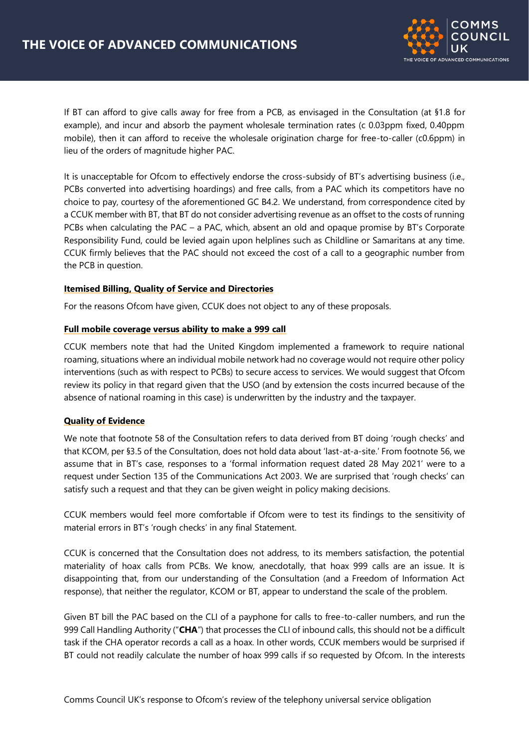If BT can afford to give calls away for free from a PCB, as envisaged in the Consultation (at §1.8 for example), and incur and absorb the payment wholesale termination rates (c 0.03ppm fixed, 0.40ppm mobile), then it can afford to receive the wholesale origination charge for free-to-caller (c0.6ppm) in lieu of the orders of magnitude higher PAC.

It is unacceptable for Ofcom to effectively endorse the cross-subsidy of BT's advertising business (i.e., PCBs converted into advertising hoardings) and free calls, from a PAC which its competitors have no choice to pay, courtesy of the aforementioned GC B4.2. We understand, from correspondence cited by a CCUK member with BT, that BT do not consider advertising revenue as an offset to the costs of running PCBs when calculating the PAC – a PAC, which, absent an old and opaque promise by BT's Corporate Responsibility Fund, could be levied again upon helplines such as Childline or Samaritans at any time. CCUK firmly believes that the PAC should not exceed the cost of a call to a geographic number from the PCB in question.

**Itemised Billing, Quality of Service and Directories**

For the reasons Ofcom have given, CCUK does not object to any of these proposals.

**Full mobile coverage versus ability to make a 999 call**

CCUK members note that had the United Kingdom implemented a framework to require national roaming, situations where an individual mobile network had no coverage would not require other policy interventions (such as with respect to PCBs) to secure access to services. We would suggest that Ofcom review its policy in that regard given that the USO (and by extension the costs incurred because of the absence of national roaming in this case) is underwritten by the industry and the taxpayer.

**Quality of Evidence**

We note that footnote 58 of the Consultation refers to data derived from BT doing 'rough checks' and that KCOM, per §3.5 of the Consultation, does not hold data about 'last-at-a-site.' From footnote 56, we assume that in BT's case, responses to a 'formal information request dated 28 May 2021' were to a request under Section 135 of the Communications Act 2003. We are surprised that 'rough checks' can satisfy such a request and that they can be given weight in policy making decisions.

CCUK members would feel more comfortable if Ofcom were to test its findings to the sensitivity of material errors in BT's 'rough checks' in any final Statement.

CCUK is concerned that the Consultation does not address, to its members satisfaction, the potential materiality of hoax calls from PCBs. We know, anecdotally, that hoax 999 calls are an issue. It is disappointing that, from our understanding of the Consultation (and a Freedom of Information Act response), that neither the regulator, KCOM or BT, appear to understand the scale of the problem.

Given BT bill the PAC based on the CLI of a payphone for calls to free-to-caller numbers, and run the 999 Call Handling Authority ("**CHA**") that processes the CLI of inbound calls, this should not be a difficult task if the CHA operator records a call as a hoax. In other words, CCUK members would be surprised if BT could not readily calculate the number of hoax 999 calls if so requested by Ofcom. In the interests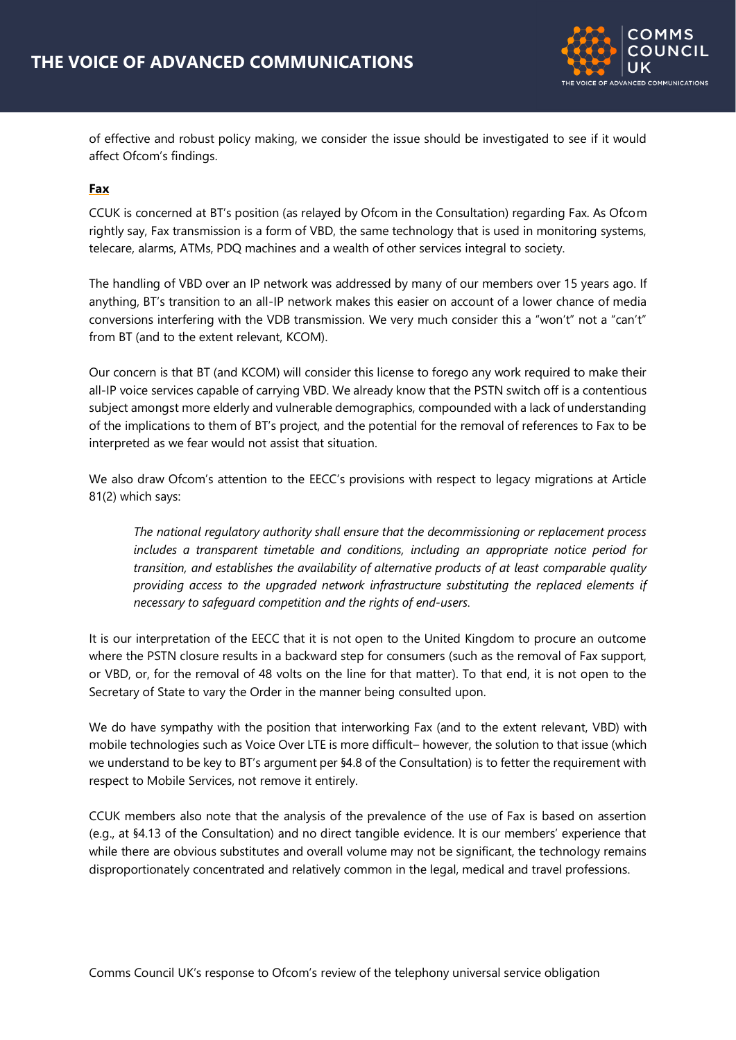of effective and robust policy making, we consider the issue should be investigated to see if it would affect Ofcom's findings.

**Fax**

CCUK is concerned at BT's position (as relayed by Ofcom in the Consultation) regarding Fax. As Ofcom rightly say, Fax transmission is a form of VBD, the same technology that is used in monitoring systems, telecare, alarms, ATMs, PDQ machines and a wealth of other services integral to society.

The handling of VBD over an IP network was addressed by many of our members over 15 years ago. If anything, BT's transition to an all-IP network makes this easier on account of a lower chance of media conversions interfering with the VDB transmission. We very much consider this a "won't" not a "can't" from BT (and to the extent relevant, KCOM).

Our concern is that BT (and KCOM) will consider this license to forego any work required to make their all-IP voice services capable of carrying VBD. We already know that the PSTN switch off is a contentious subject amongst more elderly and vulnerable demographics, compounded with a lack of understanding of the implications to them of BT's project, and the potential for the removal of references to Fax to be interpreted as we fear would not assist that situation.

We also draw Ofcom's attention to the EECC's provisions with respect to legacy migrations at Article 81(2) which says:

> *The national regulatory authority shall ensure that the decommissioning or replacement process includes a transparent timetable and conditions, including an appropriate notice period for transition, and establishes the availability of alternative products of at least comparable quality providing access to the upgraded network infrastructure substituting the replaced elements if necessary to safeguard competition and the rights of end-users.*

It is our interpretation of the EECC that it is not open to the United Kingdom to procure an outcome where the PSTN closure results in a backward step for consumers (such as the removal of Fax support, or VBD, or, for the removal of 48 volts on the line for that matter). To that end, it is not open to the Secretary of State to vary the Order in the manner being consulted upon.

We do have sympathy with the position that interworking Fax (and to the extent relevant, VBD) with mobile technologies such as Voice Over LTE is more difficult– however, the solution to that issue (which we understand to be key to BT's argument per §4.8 of the Consultation) is to fetter the requirement with respect to Mobile Services, not remove it entirely.

CCUK members also note that the analysis of the prevalence of the use of Fax is based on assertion (e.g., at §4.13 of the Consultation) and no direct tangible evidence. It is our members' experience that while there are obvious substitutes and overall volume may not be significant, the technology remains disproportionately concentrated and relatively common in the legal, medical and travel professions.